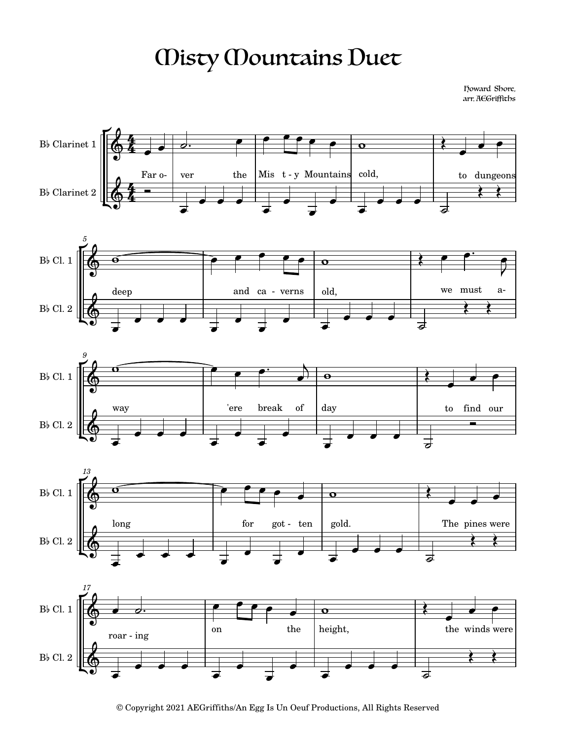# Misty Mountains Duet

Howard Shore,
arr. AEGriffiths

© Copyright 2021 AEGriffiths/An Egg Is Un Oeuf Productions, All Rights Reserved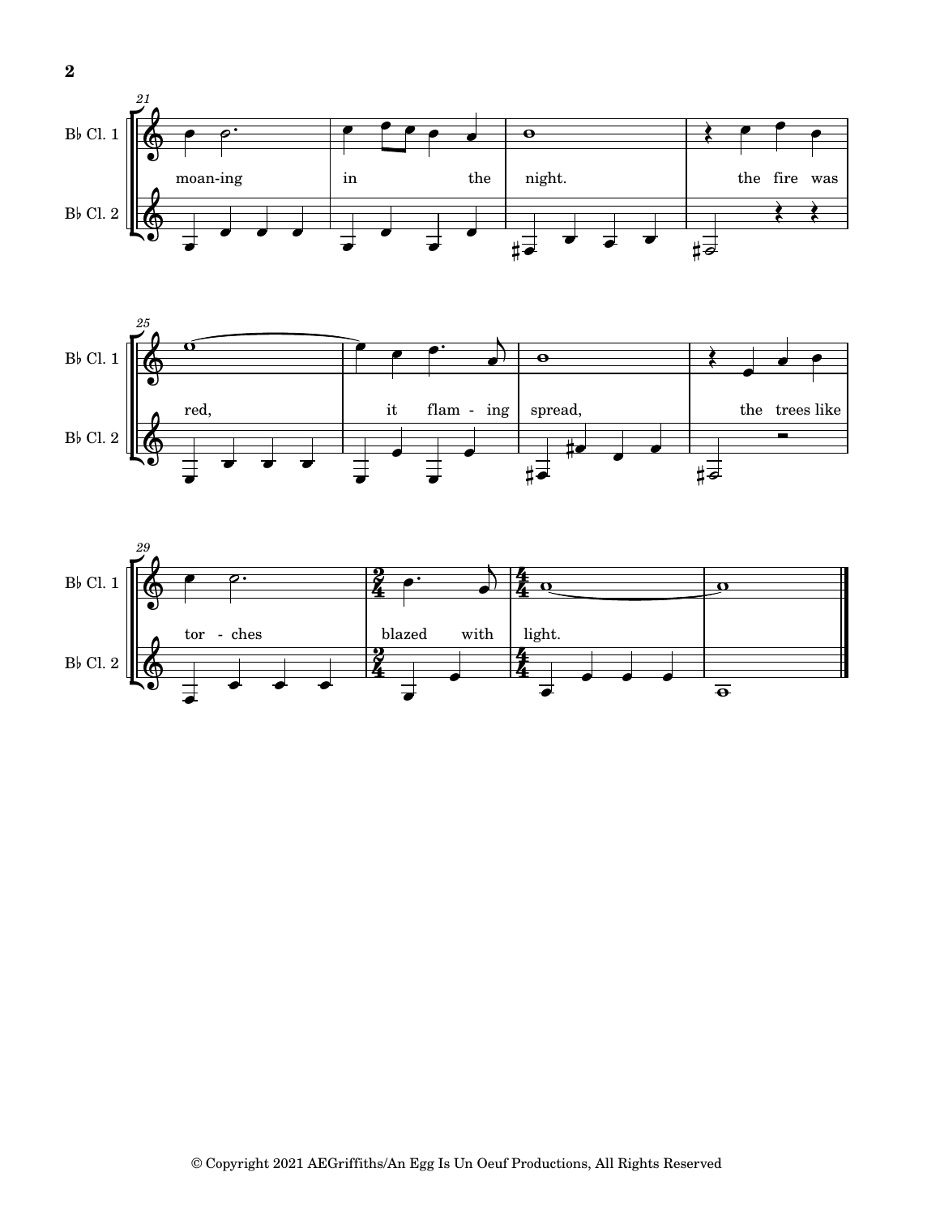B♭ Cl. 1

B♭ Cl. 2

moan-ing in the night. the fire was

red, it flam - ing spread, the trees like

tor - ches blazed with light.

© Copyright 2021 AEGriffiths/An Egg Is Un Oeuf Productions, All Rights Reserved